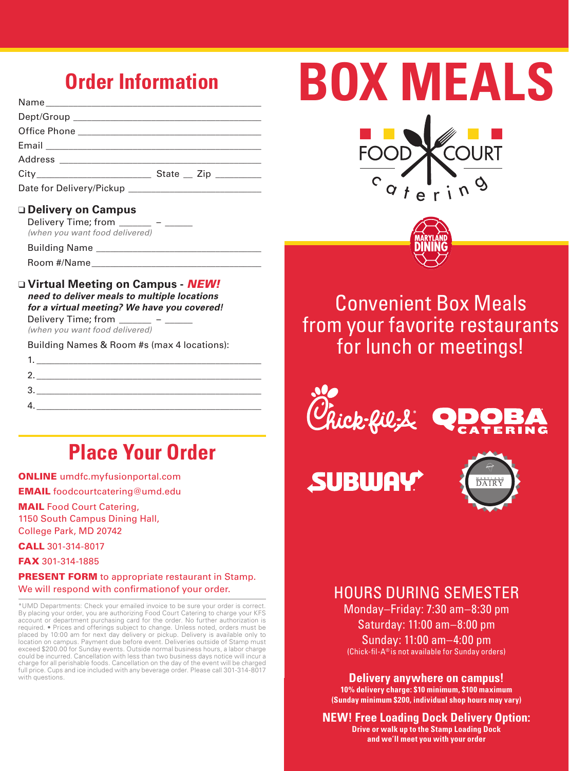## Order Information

Name ____________________________________________

Dept/Group ________________________________________

Office Phone ______________________________________

Email ____________________________________________

Address __________________________________________

City______________________ State __ Zip _________

Date for Delivery/Pickup ___________________________

❑ **Delivery on Campus**

Delivery Time; from ______ – ______
*(when you want food delivered)*

Building Name ________________________________

Room #/Name__________________________________

❑ **Virtual Meeting on Campus - *NEW!***

***need to deliver meals to multiple locations for a virtual meeting? We have you covered!***

Delivery Time; from ______ – ______
*(when you want food delivered)*

Building Names & Room #s (max 4 locations):

1. ____________________________________________
2. ____________________________________________
3. ____________________________________________
4. ____________________________________________

## Place Your Order

**ONLINE** umdfc.myfusionportal.com

**EMAIL** foodcourtcatering@umd.edu

**MAIL** Food Court Catering,
1150 South Campus Dining Hall,
College Park, MD 20742

**CALL** 301-314-8017

**FAX** 301-314-1885

**PRESENT FORM** to appropriate restaurant in Stamp. We will respond with confirmationof your order.

*UMD Departments: Check your emailed invoice to be sure your order is correct. By placing your order, you are authorizing Food Court Catering to charge your KFS account or department purchasing card for the order. No further authorization is required. • Prices and offerings subject to change. Unless noted, orders must be placed by 10:00 am for next day delivery or pickup. Delivery is available only to location on campus. Payment due before event. Deliveries outside of Stamp must exceed $200.00 for Sunday events. Outside normal business hours, a labor charge could be incurred. Cancellation with less than two business days notice will incur a charge for all perishable foods. Cancellation on the day of the event will be charged full price. Cups and ice included with any beverage order. Please call 301-314-8017 with questions.

# BOX MEALS

FOOD COURT catering

MARYLAND DINING

Convenient Box Meals from your favorite restaurants for lunch or meetings!

Chick-fil-A® QDOBA CATERING

SUBWAY® MARYLAND DAIRY

### HOURS DURING SEMESTER

Monday–Friday: 7:30 am–8:30 pm

Saturday: 11:00 am–8:00 pm

Sunday: 11:00 am–4:00 pm

(Chick-fil-A® is not available for Sunday orders)

**Delivery anywhere on campus!**

**10% delivery charge: $10 minimum, $100 maximum**
**(Sunday minimum $200, individual shop hours may vary)**

**NEW! Free Loading Dock Delivery Option:**

**Drive or walk up to the Stamp Loading Dock and we'll meet you with your order**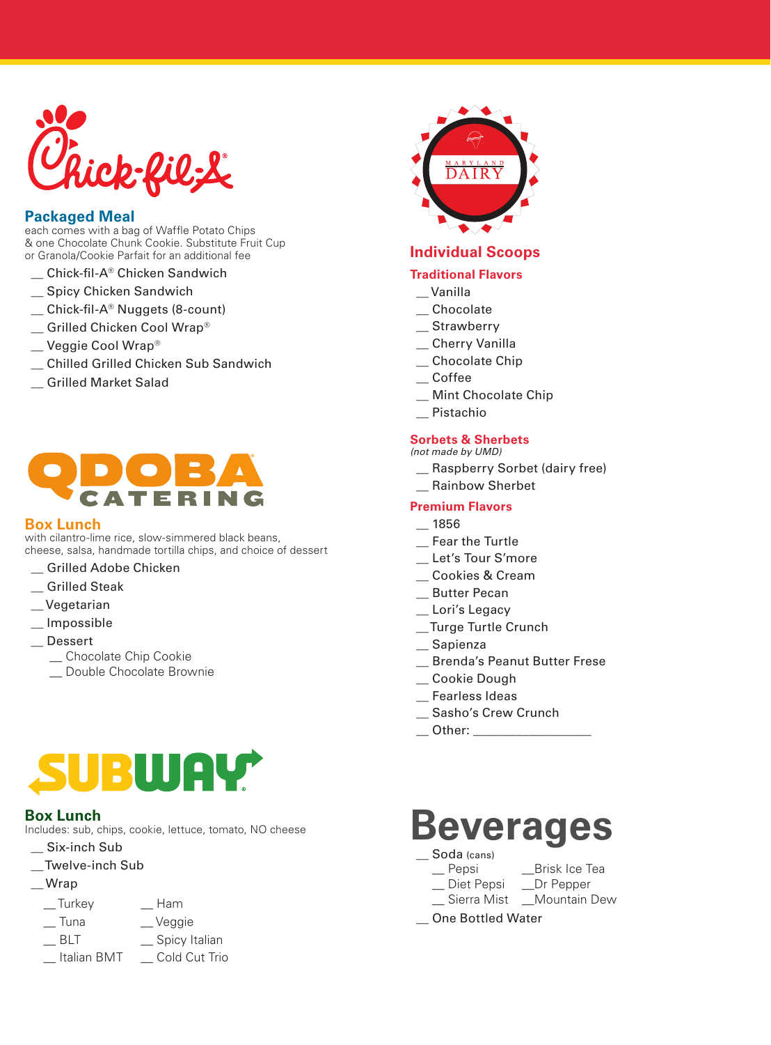Chick-fil-A

## Packaged Meal

each comes with a bag of Waffle Potato Chips & one Chocolate Chunk Cookie. Substitute Fruit Cup or Granola/Cookie Parfait for an additional fee

- __ Chick-fil-A® Chicken Sandwich
- __ Spicy Chicken Sandwich
- __ Chick-fil-A® Nuggets (8-count)
- __ Grilled Chicken Cool Wrap®
- __ Veggie Cool Wrap®
- __ Chilled Grilled Chicken Sub Sandwich
- __ Grilled Market Salad

QDOBA CATERING

## Box Lunch

with cilantro-lime rice, slow-simmered black beans, cheese, salsa, handmade tortilla chips, and choice of dessert

- __ Grilled Adobe Chicken
- __ Grilled Steak
- __ Vegetarian
- __ Impossible
- __ Dessert
  - __ Chocolate Chip Cookie
  - __ Double Chocolate Brownie

SUBWAY

## Box Lunch

Includes: sub, chips, cookie, lettuce, tomato, NO cheese

- __ Six-inch Sub
- __ Twelve-inch Sub
- __ Wrap
  - __ Turkey
  - __ Tuna
  - __ BLT
  - __ Italian BMT
  - __ Ham
  - __ Veggie
  - __ Spicy Italian
  - __ Cold Cut Trio

MARYLAND DAIRY

## Individual Scoops

### Traditional Flavors

- __ Vanilla
- __ Chocolate
- __ Strawberry
- __ Cherry Vanilla
- __ Chocolate Chip
- __ Coffee
- __ Mint Chocolate Chip
- __ Pistachio

### Sorbets & Sherbets

*(not made by UMD)*

- __ Raspberry Sorbet (dairy free)
- __ Rainbow Sherbet

### Premium Flavors

- __ 1856
- __ Fear the Turtle
- __ Let's Tour S'more
- __ Cookies & Cream
- __ Butter Pecan
- __ Lori's Legacy
- __ Turge Turtle Crunch
- __ Sapienza
- __ Brenda's Peanut Butter Frese
- __ Cookie Dough
- __ Fearless Ideas
- __ Sasho's Crew Crunch
- __ Other: ________________

# Beverages

- __ Soda (cans)
  - __ Pepsi
  - __ Diet Pepsi
  - __ Sierra Mist
  - __ Brisk Ice Tea
  - __ Dr Pepper
  - __ Mountain Dew
- __ One Bottled Water